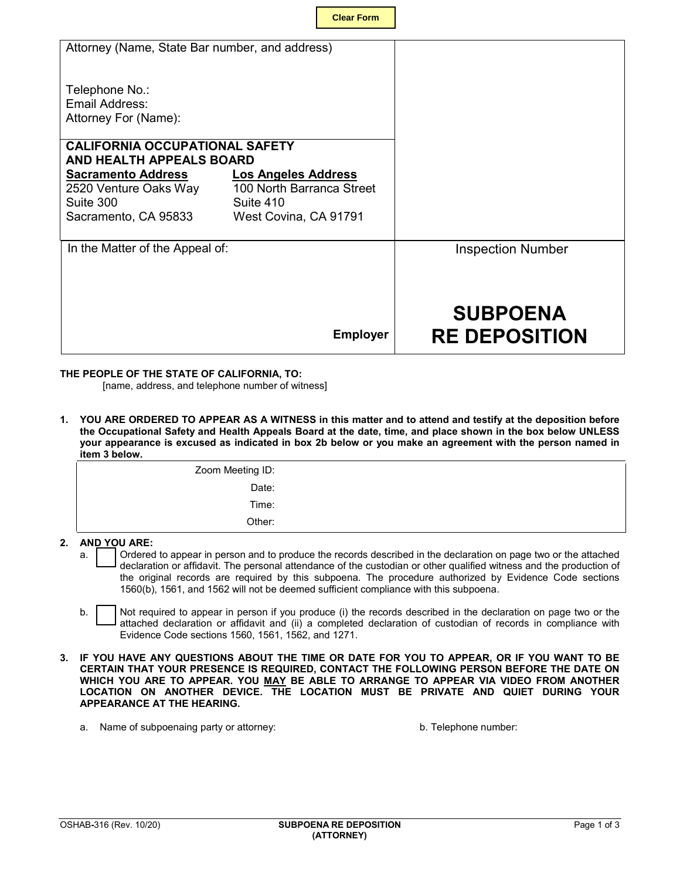Clear Form

| Attorney (Name, State Bar number, and address)<br><br>Telephone No.:<br>Email Address:<br>Attorney For (Name): | |
|---|---|
| **CALIFORNIA OCCUPATIONAL SAFETY AND HEALTH APPEALS BOARD**<br>**Sacramento Address**<br>2520 Venture Oaks Way<br>Suite 300<br>Sacramento, CA 95833<br>**Los Angeles Address**<br>100 North Barranca Street<br>Suite 410<br>West Covina, CA 91791 | |
| In the Matter of the Appeal of:<br><br>**Employer** | Inspection Number<br><br>**SUBPOENA RE DEPOSITION** |

**THE PEOPLE OF THE STATE OF CALIFORNIA, TO:**
[name, address, and telephone number of witness]

1. **YOU ARE ORDERED TO APPEAR AS A WITNESS in this matter and to attend and testify at the deposition before the Occupational Safety and Health Appeals Board at the date, time, and place shown in the box below UNLESS your appearance is excused as indicated in box 2b below or you make an agreement with the person named in item 3 below.**

| | |
|---|---|
| Zoom Meeting ID: | |
| Date: | |
| Time: | |
| Other: | |

2. **AND YOU ARE:**
   a. ☐ Ordered to appear in person and to produce the records described in the declaration on page two or the attached declaration or affidavit. The personal attendance of the custodian or other qualified witness and the production of the original records are required by this subpoena. The procedure authorized by Evidence Code sections 1560(b), 1561, and 1562 will not be deemed sufficient compliance with this subpoena.

   b. ☐ Not required to appear in person if you produce (i) the records described in the declaration on page two or the attached declaration or affidavit and (ii) a completed declaration of custodian of records in compliance with Evidence Code sections 1560, 1561, 1562, and 1271.

3. **IF YOU HAVE ANY QUESTIONS ABOUT THE TIME OR DATE FOR YOU TO APPEAR, OR IF YOU WANT TO BE CERTAIN THAT YOUR PRESENCE IS REQUIRED, CONTACT THE FOLLOWING PERSON BEFORE THE DATE ON WHICH YOU ARE TO APPEAR. YOU MAY BE ABLE TO ARRANGE TO APPEAR VIA VIDEO FROM ANOTHER LOCATION ON ANOTHER DEVICE. THE LOCATION MUST BE PRIVATE AND QUIET DURING YOUR APPEARANCE AT THE HEARING.**

   a. Name of subpoenaing party or attorney: b. Telephone number:

OSHAB-316 (Rev. 10/20) **SUBPOENA RE DEPOSITION (ATTORNEY)**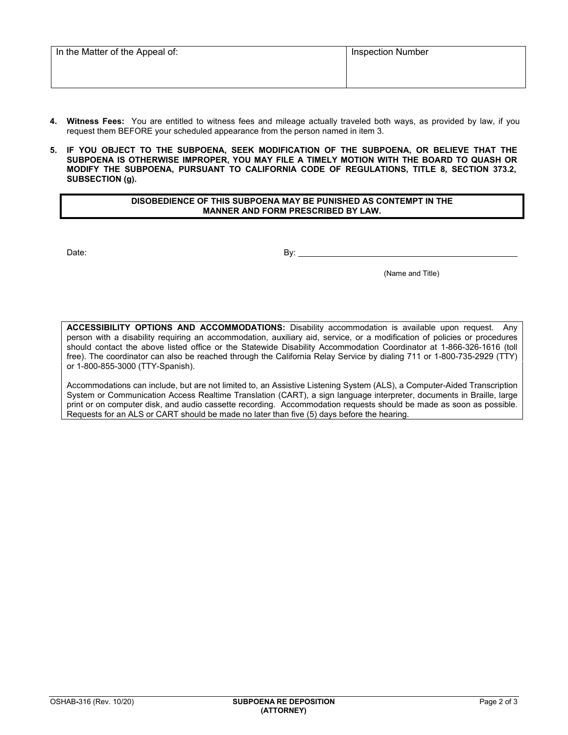| In the Matter of the Appeal of: | Inspection Number |
| --- | --- |
| | |

4. **Witness Fees:** You are entitled to witness fees and mileage actually traveled both ways, as provided by law, if you request them BEFORE your scheduled appearance from the person named in item 3.

5. **IF YOU OBJECT TO THE SUBPOENA, SEEK MODIFICATION OF THE SUBPOENA, OR BELIEVE THAT THE SUBPOENA IS OTHERWISE IMPROPER, YOU MAY FILE A TIMELY MOTION WITH THE BOARD TO QUASH OR MODIFY THE SUBPOENA, PURSUANT TO CALIFORNIA CODE OF REGULATIONS, TITLE 8, SECTION 373.2, SUBSECTION (g).**

**DISOBEDIENCE OF THIS SUBPOENA MAY BE PUNISHED AS CONTEMPT IN THE MANNER AND FORM PRESCRIBED BY LAW.**

Date: By: ______________________________________________

(Name and Title)

**ACCESSIBILITY OPTIONS AND ACCOMMODATIONS:** Disability accommodation is available upon request. Any person with a disability requiring an accommodation, auxiliary aid, service, or a modification of policies or procedures should contact the above listed office or the Statewide Disability Accommodation Coordinator at 1-866-326-1616 (toll free). The coordinator can also be reached through the California Relay Service by dialing 711 or 1-800-735-2929 (TTY) or 1-800-855-3000 (TTY-Spanish).

Accommodations can include, but are not limited to, an Assistive Listening System (ALS), a Computer-Aided Transcription System or Communication Access Realtime Translation (CART), a sign language interpreter, documents in Braille, large print or on computer disk, and audio cassette recording. Accommodation requests should be made as soon as possible. Requests for an ALS or CART should be made no later than five (5) days before the hearing.

OSHAB-316 (Rev. 10/20) **SUBPOENA RE DEPOSITION (ATTORNEY)**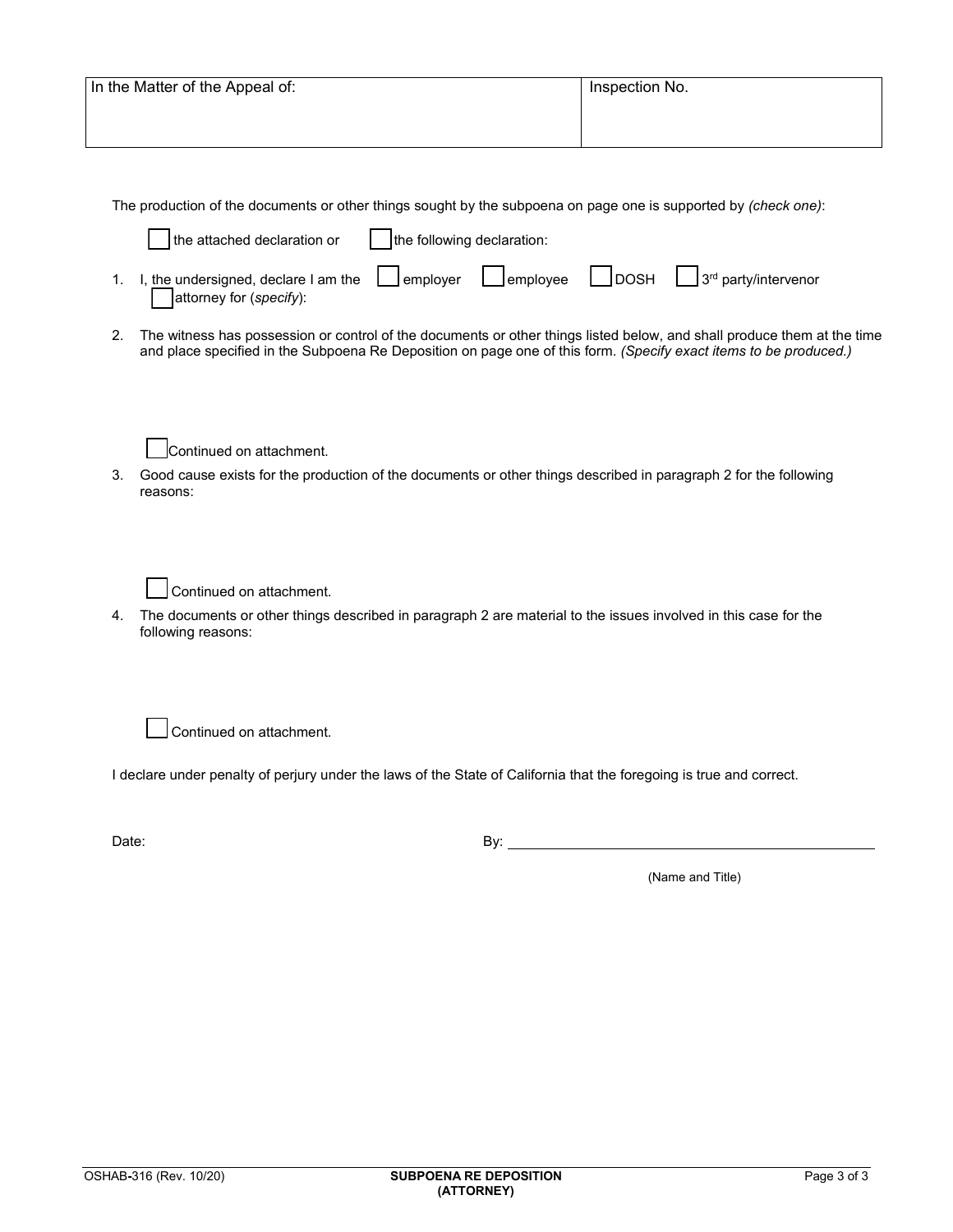| In the Matter of the Appeal of: | Inspection No. |
|---|---|
| | |

The production of the documents or other things sought by the subpoena on page one is supported by *(check one)*:

☐ the attached declaration or ☐ the following declaration:

1. I, the undersigned, declare I am the ☐ employer ☐ employee ☐ DOSH ☐ 3rd party/intervenor ☐ attorney for (*specify*):

2. The witness has possession or control of the documents or other things listed below, and shall produce them at the time and place specified in the Subpoena Re Deposition on page one of this form. *(Specify exact items to be produced.)*

   ☐ Continued on attachment.

3. Good cause exists for the production of the documents or other things described in paragraph 2 for the following reasons:

   ☐ Continued on attachment.

4. The documents or other things described in paragraph 2 are material to the issues involved in this case for the following reasons:

   ☐ Continued on attachment.

I declare under penalty of perjury under the laws of the State of California that the foregoing is true and correct.

Date: By: ______________________________

(Name and Title)

OSHAB-316 (Rev. 10/20) **SUBPOENA RE DEPOSITION (ATTORNEY)**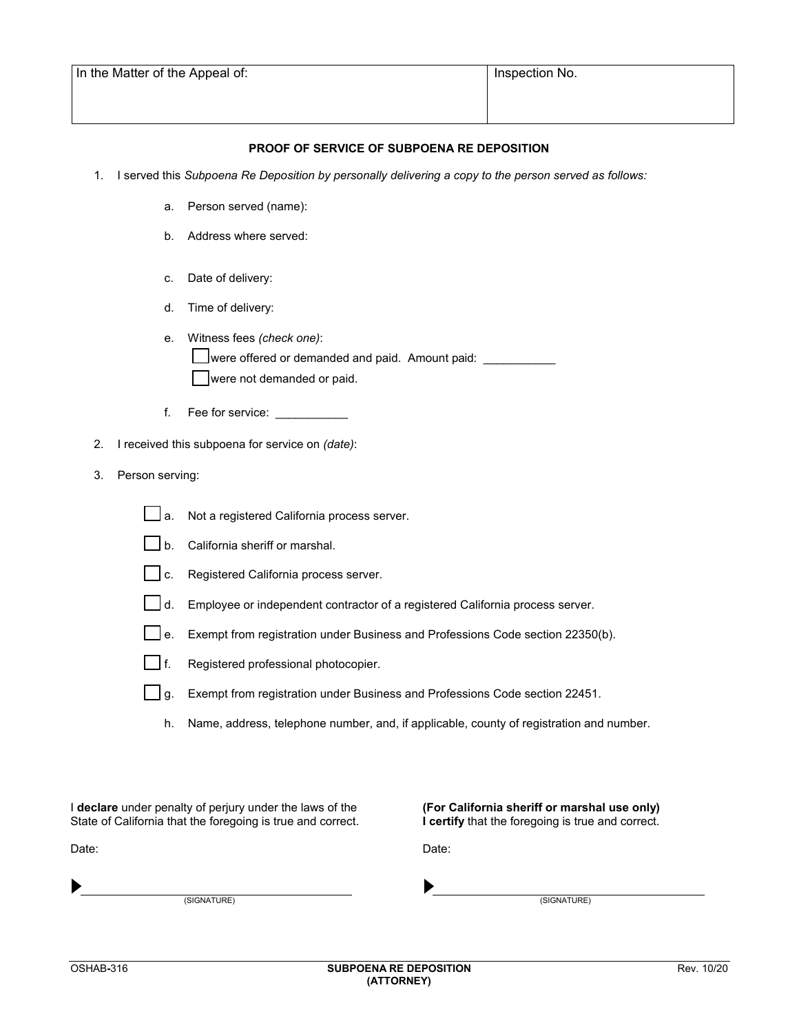| In the Matter of the Appeal of: | Inspection No. |
|---|---|
| | |

**PROOF OF SERVICE OF SUBPOENA RE DEPOSITION**

1. I served this *Subpoena Re Deposition by personally delivering a copy to the person served as follows:*

   a. Person served (name):

   b. Address where served:

   c. Date of delivery:

   d. Time of delivery:

   e. Witness fees *(check one)*:

      ☐ were offered or demanded and paid. Amount paid: ___________

      ☐ were not demanded or paid.

   f. Fee for service: ___________

2. I received this subpoena for service on *(date)*:

3. Person serving:

   ☐ a. Not a registered California process server.

   ☐ b. California sheriff or marshal.

   ☐ c. Registered California process server.

   ☐ d. Employee or independent contractor of a registered California process server.

   ☐ e. Exempt from registration under Business and Professions Code section 22350(b).

   ☐ f. Registered professional photocopier.

   ☐ g. Exempt from registration under Business and Professions Code section 22451.

   h. Name, address, telephone number, and, if applicable, county of registration and number.

I **declare** under penalty of perjury under the laws of the State of California that the foregoing is true and correct.

Date:

▶ ________________________________________
(SIGNATURE)

**(For California sheriff or marshal use only)**
**I certify** that the foregoing is true and correct.

Date:

▶ ________________________________________
(SIGNATURE)

OSHAB-316 **SUBPOENA RE DEPOSITION (ATTORNEY)** Rev. 10/20